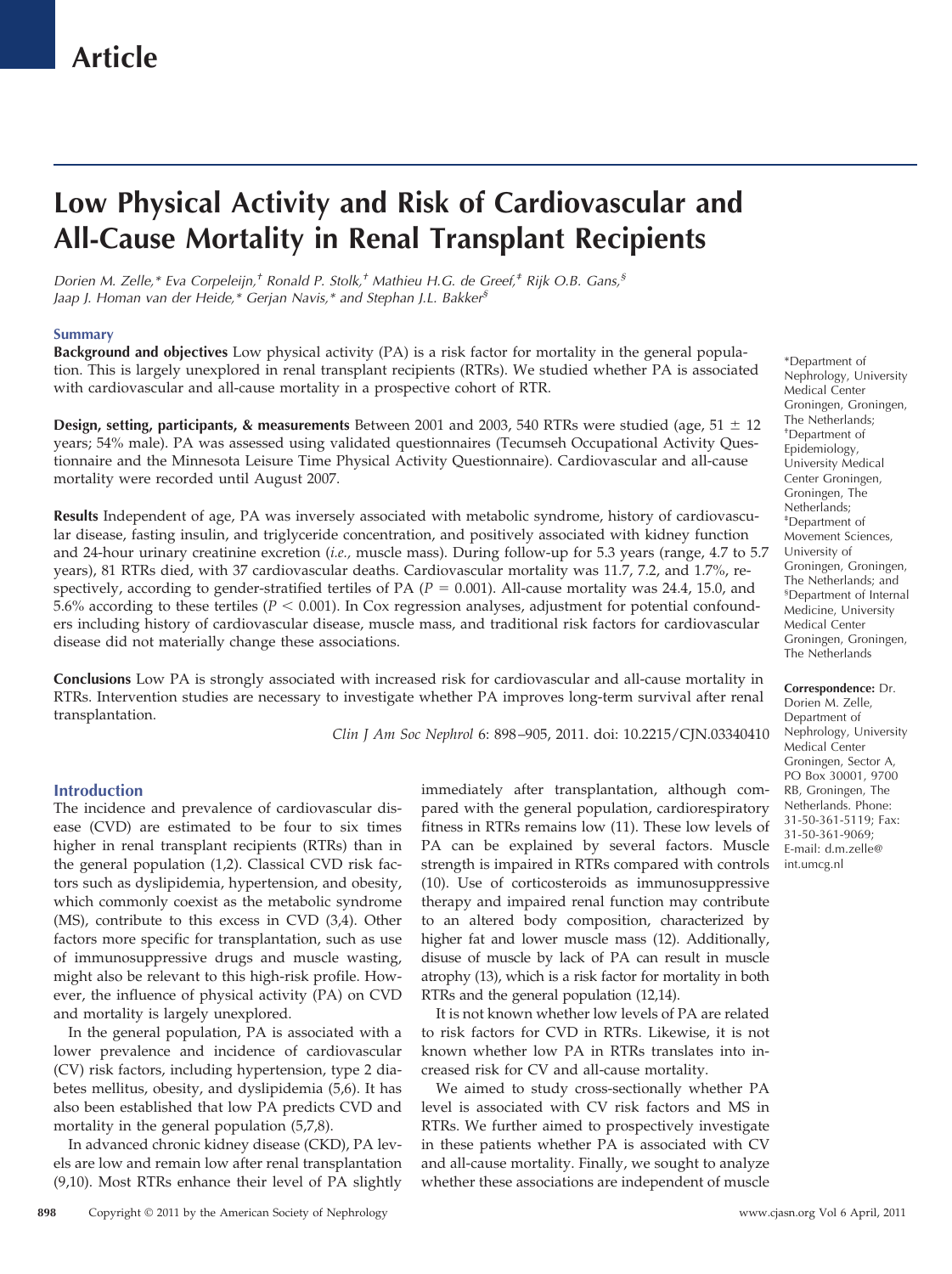Article

# Low Physical Activity and Risk of Cardiovascular and All-Cause Mortality in Renal Transplant Recipients

*Dorien M. Zelle,[*] Eva Corpeleijn,[†] Ronald P. Stolk,[†] Mathieu H.G. de Greef,[‡] Rijk O.B. Gans,[§] Jaap J. Homan van der Heide,[*] Gerjan Navis,[*] and Stephan J.L. Bakker[§]*

## Summary

**Background and objectives** Low physical activity (PA) is a risk factor for mortality in the general population. This is largely unexplored in renal transplant recipients (RTRs). We studied whether PA is associated with cardiovascular and all-cause mortality in a prospective cohort of RTR.

**Design, setting, participants, & measurements** Between 2001 and 2003, 540 RTRs were studied (age, 51 ± 12 years; 54% male). PA was assessed using validated questionnaires (Tecumseh Occupational Activity Questionnaire and the Minnesota Leisure Time Physical Activity Questionnaire). Cardiovascular and all-cause mortality were recorded until August 2007.

**Results** Independent of age, PA was inversely associated with metabolic syndrome, history of cardiovascular disease, fasting insulin, and triglyceride concentration, and positively associated with kidney function and 24-hour urinary creatinine excretion (*i.e.*, muscle mass). During follow-up for 5.3 years (range, 4.7 to 5.7 years), 81 RTRs died, with 37 cardiovascular deaths. Cardiovascular mortality was 11.7, 7.2, and 1.7%, respectively, according to gender-stratified tertiles of PA ($P = 0.001$). All-cause mortality was 24.4, 15.0, and 5.6% according to these tertiles ($P < 0.001$). In Cox regression analyses, adjustment for potential confounders including history of cardiovascular disease, muscle mass, and traditional risk factors for cardiovascular disease did not materially change these associations.

**Conclusions** Low PA is strongly associated with increased risk for cardiovascular and all-cause mortality in RTRs. Intervention studies are necessary to investigate whether PA improves long-term survival after renal transplantation.

*Clin J Am Soc Nephrol* 6: 898–905, 2011. doi: 10.2215/CJN.03340410

[*]Department of Nephrology, University Medical Center Groningen, Groningen, The Netherlands; [†]Department of Epidemiology, University Medical Center Groningen, Groningen, The Netherlands; [‡]Department of Movement Sciences, University of Groningen, Groningen, The Netherlands; and [§]Department of Internal Medicine, University Medical Center Groningen, Groningen, The Netherlands

**Correspondence:** Dr. Dorien M. Zelle, Department of Nephrology, University Medical Center Groningen, Sector A, PO Box 30001, 9700 RB, Groningen, The Netherlands. Phone: 31-50-361-5119; Fax: 31-50-361-9069; E-mail: d.m.zelle@int.umcg.nl

## Introduction

The incidence and prevalence of cardiovascular disease (CVD) are estimated to be four to six times higher in renal transplant recipients (RTRs) than in the general population (1,2). Classical CVD risk factors such as dyslipidemia, hypertension, and obesity, which commonly coexist as the metabolic syndrome (MS), contribute to this excess in CVD (3,4). Other factors more specific for transplantation, such as use of immunosuppressive drugs and muscle wasting, might also be relevant to this high-risk profile. However, the influence of physical activity (PA) on CVD and mortality is largely unexplored.

In the general population, PA is associated with a lower prevalence and incidence of cardiovascular (CV) risk factors, including hypertension, type 2 diabetes mellitus, obesity, and dyslipidemia (5,6). It has also been established that low PA predicts CVD and mortality in the general population (5,7,8).

In advanced chronic kidney disease (CKD), PA levels are low and remain low after renal transplantation (9,10). Most RTRs enhance their level of PA slightly immediately after transplantation, although compared with the general population, cardiorespiratory fitness in RTRs remains low (11). These low levels of PA can be explained by several factors. Muscle strength is impaired in RTRs compared with controls (10). Use of corticosteroids as immunosuppressive therapy and impaired renal function may contribute to an altered body composition, characterized by higher fat and lower muscle mass (12). Additionally, disuse of muscle by lack of PA can result in muscle atrophy (13), which is a risk factor for mortality in both RTRs and the general population (12,14).

It is not known whether low levels of PA are related to risk factors for CVD in RTRs. Likewise, it is not known whether low PA in RTRs translates into increased risk for CV and all-cause mortality.

We aimed to study cross-sectionally whether PA level is associated with CV risk factors and MS in RTRs. We further aimed to prospectively investigate in these patients whether PA is associated with CV and all-cause mortality. Finally, we sought to analyze whether these associations are independent of muscle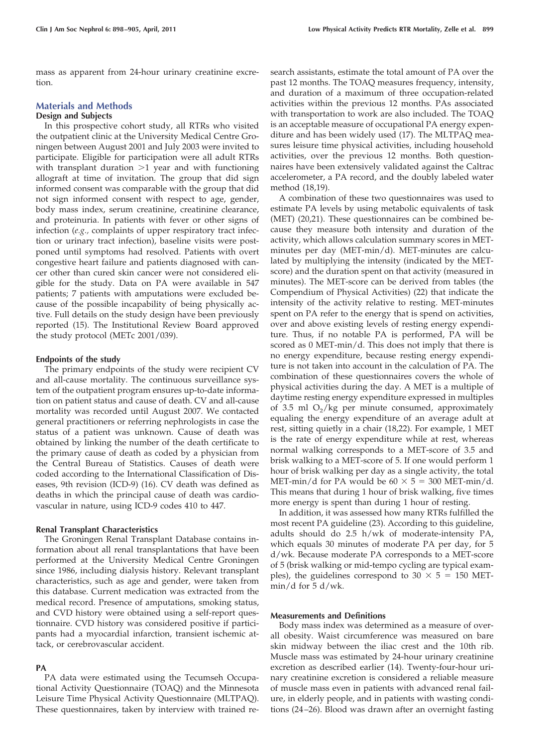mass as apparent from 24-hour urinary creatinine excretion.

## Materials and Methods

### Design and Subjects

In this prospective cohort study, all RTRs who visited the outpatient clinic at the University Medical Centre Groningen between August 2001 and July 2003 were invited to participate. Eligible for participation were all adult RTRs with transplant duration >1 year and with functioning allograft at time of invitation. The group that did sign informed consent was comparable with the group that did not sign informed consent with respect to age, gender, body mass index, serum creatinine, creatinine clearance, and proteinuria. In patients with fever or other signs of infection (*e.g.*, complaints of upper respiratory tract infection or urinary tract infection), baseline visits were postponed until symptoms had resolved. Patients with overt congestive heart failure and patients diagnosed with cancer other than cured skin cancer were not considered eligible for the study. Data on PA were available in 547 patients; 7 patients with amputations were excluded because of the possible incapability of being physically active. Full details on the study design have been previously reported (15). The Institutional Review Board approved the study protocol (METc 2001/039).

### Endpoints of the study

The primary endpoints of the study were recipient CV and all-cause mortality. The continuous surveillance system of the outpatient program ensures up-to-date information on patient status and cause of death. CV and all-cause mortality was recorded until August 2007. We contacted general practitioners or referring nephrologists in case the status of a patient was unknown. Cause of death was obtained by linking the number of the death certificate to the primary cause of death as coded by a physician from the Central Bureau of Statistics. Causes of death were coded according to the International Classification of Diseases, 9th revision (ICD-9) (16). CV death was defined as deaths in which the principal cause of death was cardiovascular in nature, using ICD-9 codes 410 to 447.

### Renal Transplant Characteristics

The Groningen Renal Transplant Database contains information about all renal transplantations that have been performed at the University Medical Centre Groningen since 1986, including dialysis history. Relevant transplant characteristics, such as age and gender, were taken from this database. Current medication was extracted from the medical record. Presence of amputations, smoking status, and CVD history were obtained using a self-report questionnaire. CVD history was considered positive if participants had a myocardial infarction, transient ischemic attack, or cerebrovascular accident.

### PA

PA data were estimated using the Tecumseh Occupational Activity Questionnaire (TOAQ) and the Minnesota Leisure Time Physical Activity Questionnaire (MLTPAQ). These questionnaires, taken by interview with trained research assistants, estimate the total amount of PA over the past 12 months. The TOAQ measures frequency, intensity, and duration of a maximum of three occupation-related activities within the previous 12 months. PAs associated with transportation to work are also included. The TOAQ is an acceptable measure of occupational PA energy expenditure and has been widely used (17). The MLTPAQ measures leisure time physical activities, including household activities, over the previous 12 months. Both questionnaires have been extensively validated against the Caltrac accelerometer, a PA record, and the doubly labeled water method (18,19).

A combination of these two questionnaires was used to estimate PA levels by using metabolic equivalents of task (MET) (20,21). These questionnaires can be combined because they measure both intensity and duration of the activity, which allows calculation summary scores in MET-minutes per day (MET-min/d). MET-minutes are calculated by multiplying the intensity (indicated by the MET-score) and the duration spent on that activity (measured in minutes). The MET-score can be derived from tables (the Compendium of Physical Activities) (22) that indicate the intensity of the activity relative to resting. MET-minutes spent on PA refer to the energy that is spend on activities, over and above existing levels of resting energy expenditure. Thus, if no notable PA is performed, PA will be scored as 0 MET-min/d. This does not imply that there is no energy expenditure, because resting energy expenditure is not taken into account in the calculation of PA. The combination of these questionnaires covers the whole of physical activities during the day. A MET is a multiple of daytime resting energy expenditure expressed in multiples of 3.5 ml $O_2$/kg per minute consumed, approximately equaling the energy expenditure of an average adult at rest, sitting quietly in a chair (18,22). For example, 1 MET is the rate of energy expenditure while at rest, whereas normal walking corresponds to a MET-score of 3.5 and brisk walking to a MET-score of 5. If one would perform 1 hour of brisk walking per day as a single activity, the total MET-min/d for PA would be $60 \times 5 = 300$ MET-min/d. This means that during 1 hour of brisk walking, five times more energy is spent than during 1 hour of resting.

In addition, it was assessed how many RTRs fulfilled the most recent PA guideline (23). According to this guideline, adults should do 2.5 h/wk of moderate-intensity PA, which equals 30 minutes of moderate PA per day, for 5 d/wk. Because moderate PA corresponds to a MET-score of 5 (brisk walking or mid-tempo cycling are typical examples), the guidelines correspond to $30 \times 5 = 150$ MET-min/d for 5 d/wk.

### Measurements and Definitions

Body mass index was determined as a measure of overall obesity. Waist circumference was measured on bare skin midway between the iliac crest and the 10th rib. Muscle mass was estimated by 24-hour urinary creatinine excretion as described earlier (14). Twenty-four-hour urinary creatinine excretion is considered a reliable measure of muscle mass even in patients with advanced renal failure, in elderly people, and in patients with wasting conditions (24–26). Blood was drawn after an overnight fasting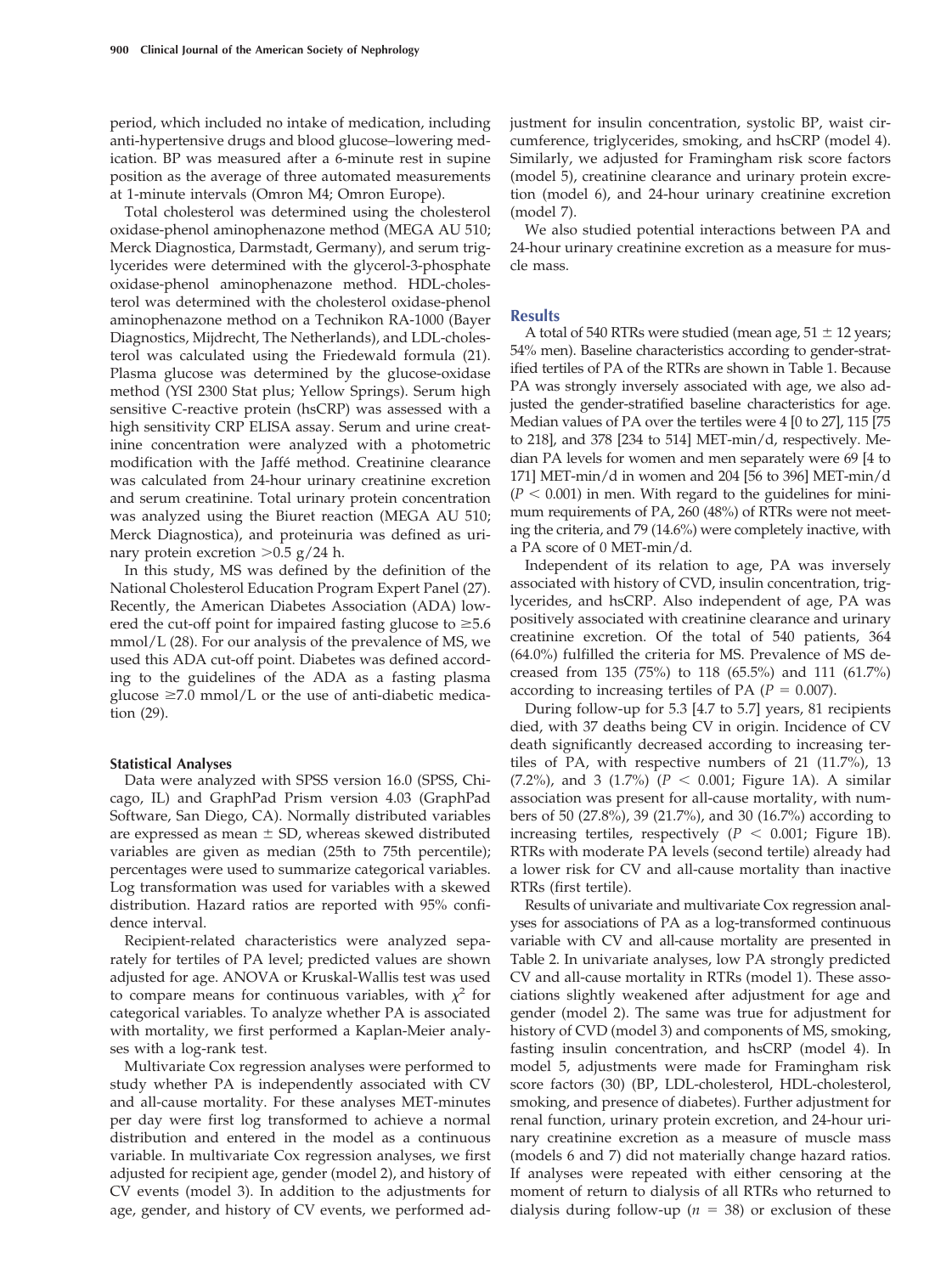period, which included no intake of medication, including anti-hypertensive drugs and blood glucose–lowering medication. BP was measured after a 6-minute rest in supine position as the average of three automated measurements at 1-minute intervals (Omron M4; Omron Europe).

Total cholesterol was determined using the cholesterol oxidase-phenol aminophenazone method (MEGA AU 510; Merck Diagnostica, Darmstadt, Germany), and serum triglycerides were determined with the glycerol-3-phosphate oxidase-phenol aminophenazone method. HDL-cholesterol was determined with the cholesterol oxidase-phenol aminophenazone method on a Technikon RA-1000 (Bayer Diagnostics, Mijdrecht, The Netherlands), and LDL-cholesterol was calculated using the Friedewald formula (21). Plasma glucose was determined by the glucose-oxidase method (YSI 2300 Stat plus; Yellow Springs). Serum high sensitive C-reactive protein (hsCRP) was assessed with a high sensitivity CRP ELISA assay. Serum and urine creatinine concentration were analyzed with a photometric modification with the Jaffé method. Creatinine clearance was calculated from 24-hour urinary creatinine excretion and serum creatinine. Total urinary protein concentration was analyzed using the Biuret reaction (MEGA AU 510; Merck Diagnostica), and proteinuria was defined as urinary protein excretion >0.5 g/24 h.

In this study, MS was defined by the definition of the National Cholesterol Education Program Expert Panel (27). Recently, the American Diabetes Association (ADA) lowered the cut-off point for impaired fasting glucose to ≥5.6 mmol/L (28). For our analysis of the prevalence of MS, we used this ADA cut-off point. Diabetes was defined according to the guidelines of the ADA as a fasting plasma glucose ≥7.0 mmol/L or the use of anti-diabetic medication (29).

### Statistical Analyses

Data were analyzed with SPSS version 16.0 (SPSS, Chicago, IL) and GraphPad Prism version 4.03 (GraphPad Software, San Diego, CA). Normally distributed variables are expressed as mean ± SD, whereas skewed distributed variables are given as median (25th to 75th percentile); percentages were used to summarize categorical variables. Log transformation was used for variables with a skewed distribution. Hazard ratios are reported with 95% confidence interval.

Recipient-related characteristics were analyzed separately for tertiles of PA level; predicted values are shown adjusted for age. ANOVA or Kruskal-Wallis test was used to compare means for continuous variables, with $\chi^2$ for categorical variables. To analyze whether PA is associated with mortality, we first performed a Kaplan-Meier analyses with a log-rank test.

Multivariate Cox regression analyses were performed to study whether PA is independently associated with CV and all-cause mortality. For these analyses MET-minutes per day were first log transformed to achieve a normal distribution and entered in the model as a continuous variable. In multivariate Cox regression analyses, we first adjusted for recipient age, gender (model 2), and history of CV events (model 3). In addition to the adjustments for age, gender, and history of CV events, we performed adjustment for insulin concentration, systolic BP, waist circumference, triglycerides, smoking, and hsCRP (model 4). Similarly, we adjusted for Framingham risk score factors (model 5), creatinine clearance and urinary protein excretion (model 6), and 24-hour urinary creatinine excretion (model 7).

We also studied potential interactions between PA and 24-hour urinary creatinine excretion as a measure for muscle mass.

## Results

A total of 540 RTRs were studied (mean age, 51 ± 12 years; 54% men). Baseline characteristics according to gender-stratified tertiles of PA of the RTRs are shown in Table 1. Because PA was strongly inversely associated with age, we also adjusted the gender-stratified baseline characteristics for age. Median values of PA over the tertiles were 4 [0 to 27], 115 [75 to 218], and 378 [234 to 514] MET-min/d, respectively. Median PA levels for women and men separately were 69 [4 to 171] MET-min/d in women and 204 [56 to 396] MET-min/d ($P < 0.001$) in men. With regard to the guidelines for minimum requirements of PA, 260 (48%) of RTRs were not meeting the criteria, and 79 (14.6%) were completely inactive, with a PA score of 0 MET-min/d.

Independent of its relation to age, PA was inversely associated with history of CVD, insulin concentration, triglycerides, and hsCRP. Also independent of age, PA was positively associated with creatinine clearance and urinary creatinine excretion. Of the total of 540 patients, 364 (64.0%) fulfilled the criteria for MS. Prevalence of MS decreased from 135 (75%) to 118 (65.5%) and 111 (61.7%) according to increasing tertiles of PA ($P = 0.007$).

During follow-up for 5.3 [4.7 to 5.7] years, 81 recipients died, with 37 deaths being CV in origin. Incidence of CV death significantly decreased according to increasing tertiles of PA, with respective numbers of 21 (11.7%), 13 (7.2%), and 3 (1.7%) ($P < 0.001$; Figure 1A). A similar association was present for all-cause mortality, with numbers of 50 (27.8%), 39 (21.7%), and 30 (16.7%) according to increasing tertiles, respectively ($P < 0.001$; Figure 1B). RTRs with moderate PA levels (second tertile) already had a lower risk for CV and all-cause mortality than inactive RTRs (first tertile).

Results of univariate and multivariate Cox regression analyses for associations of PA as a log-transformed continuous variable with CV and all-cause mortality are presented in Table 2. In univariate analyses, low PA strongly predicted CV and all-cause mortality in RTRs (model 1). These associations slightly weakened after adjustment for age and gender (model 2). The same was true for adjustment for history of CVD (model 3) and components of MS, smoking, fasting insulin concentration, and hsCRP (model 4). In model 5, adjustments were made for Framingham risk score factors (30) (BP, LDL-cholesterol, HDL-cholesterol, smoking, and presence of diabetes). Further adjustment for renal function, urinary protein excretion, and 24-hour urinary creatinine excretion as a measure of muscle mass (models 6 and 7) did not materially change hazard ratios. If analyses were repeated with either censoring at the moment of return to dialysis of all RTRs who returned to dialysis during follow-up ($n = 38$) or exclusion of these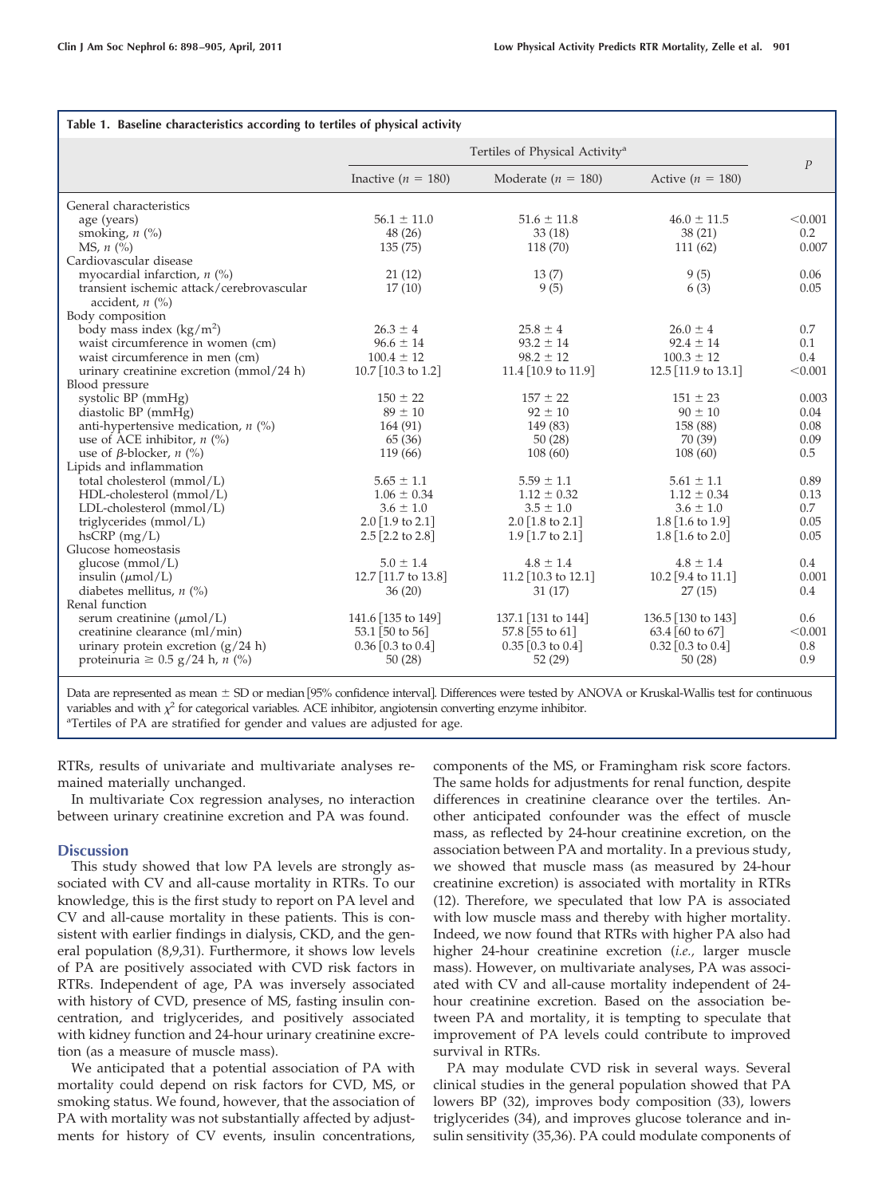**Table 1. Baseline characteristics according to tertiles of physical activity**

| | Tertiles of Physical Activity[a] | | | $P$ |
|---|---|---|---|---|
| | Inactive ($n$ = 180) | Moderate ($n$ = 180) | Active ($n$ = 180) | |
| General characteristics | | | | |
| age (years) | 56.1 ± 11.0 | 51.6 ± 11.8 | 46.0 ± 11.5 | <0.001 |
| smoking, $n$ (%) | 48 (26) | 33 (18) | 38 (21) | 0.2 |
| MS, $n$ (%) | 135 (75) | 118 (70) | 111 (62) | 0.007 |
| Cardiovascular disease | | | | |
| myocardial infarction, $n$ (%) | 21 (12) | 13 (7) | 9 (5) | 0.06 |
| transient ischemic attack/cerebrovascular accident, $n$ (%) | 17 (10) | 9 (5) | 6 (3) | 0.05 |
| Body composition | | | | |
| body mass index (kg/m$^2$) | 26.3 ± 4 | 25.8 ± 4 | 26.0 ± 4 | 0.7 |
| waist circumference in women (cm) | 96.6 ± 14 | 93.2 ± 14 | 92.4 ± 14 | 0.1 |
| waist circumference in men (cm) | 100.4 ± 12 | 98.2 ± 12 | 100.3 ± 12 | 0.4 |
| urinary creatinine excretion (mmol/24 h) | 10.7 [10.3 to 1.2] | 11.4 [10.9 to 11.9] | 12.5 [11.9 to 13.1] | <0.001 |
| Blood pressure | | | | |
| systolic BP (mmHg) | 150 ± 22 | 157 ± 22 | 151 ± 23 | 0.003 |
| diastolic BP (mmHg) | 89 ± 10 | 92 ± 10 | 90 ± 10 | 0.04 |
| anti-hypertensive medication, $n$ (%) | 164 (91) | 149 (83) | 158 (88) | 0.08 |
| use of ACE inhibitor, $n$ (%) | 65 (36) | 50 (28) | 70 (39) | 0.09 |
| use of β-blocker, $n$ (%) | 119 (66) | 108 (60) | 108 (60) | 0.5 |
| Lipids and inflammation | | | | |
| total cholesterol (mmol/L) | 5.65 ± 1.1 | 5.59 ± 1.1 | 5.61 ± 1.1 | 0.89 |
| HDL-cholesterol (mmol/L) | 1.06 ± 0.34 | 1.12 ± 0.32 | 1.12 ± 0.34 | 0.13 |
| LDL-cholesterol (mmol/L) | 3.6 ± 1.0 | 3.5 ± 1.0 | 3.6 ± 1.0 | 0.7 |
| triglycerides (mmol/L) | 2.0 [1.9 to 2.1] | 2.0 [1.8 to 2.1] | 1.8 [1.6 to 1.9] | 0.05 |
| hsCRP (mg/L) | 2.5 [2.2 to 2.8] | 1.9 [1.7 to 2.1] | 1.8 [1.6 to 2.0] | 0.05 |
| Glucose homeostasis | | | | |
| glucose (mmol/L) | 5.0 ± 1.4 | 4.8 ± 1.4 | 4.8 ± 1.4 | 0.4 |
| insulin (μmol/L) | 12.7 [11.7 to 13.8] | 11.2 [10.3 to 12.1] | 10.2 [9.4 to 11.1] | 0.001 |
| diabetes mellitus, $n$ (%) | 36 (20) | 31 (17) | 27 (15) | 0.4 |
| Renal function | | | | |
| serum creatinine (μmol/L) | 141.6 [135 to 149] | 137.1 [131 to 144] | 136.5 [130 to 143] | 0.6 |
| creatinine clearance (ml/min) | 53.1 [50 to 56] | 57.8 [55 to 61] | 63.4 [60 to 67] | <0.001 |
| urinary protein excretion (g/24 h) | 0.36 [0.3 to 0.4] | 0.35 [0.3 to 0.4] | 0.32 [0.3 to 0.4] | 0.8 |
| proteinuria ≥ 0.5 g/24 h, $n$ (%) | 50 (28) | 52 (29) | 50 (28) | 0.9 |

Data are represented as mean ± SD or median [95% confidence interval]. Differences were tested by ANOVA or Kruskal-Wallis test for continuous variables and with $\chi^2$ for categorical variables. ACE inhibitor, angiotensin converting enzyme inhibitor.
[a]Tertiles of PA are stratified for gender and values are adjusted for age.

RTRs, results of univariate and multivariate analyses remained materially unchanged.

In multivariate Cox regression analyses, no interaction between urinary creatinine excretion and PA was found.

## Discussion

This study showed that low PA levels are strongly associated with CV and all-cause mortality in RTRs. To our knowledge, this is the first study to report on PA level and CV and all-cause mortality in these patients. This is consistent with earlier findings in dialysis, CKD, and the general population (8,9,31). Furthermore, it shows low levels of PA are positively associated with CVD risk factors in RTRs. Independent of age, PA was inversely associated with history of CVD, presence of MS, fasting insulin concentration, and triglycerides, and positively associated with kidney function and 24-hour urinary creatinine excretion (as a measure of muscle mass).

We anticipated that a potential association of PA with mortality could depend on risk factors for CVD, MS, or smoking status. We found, however, that the association of PA with mortality was not substantially affected by adjustments for history of CV events, insulin concentrations, components of the MS, or Framingham risk score factors. The same holds for adjustments for renal function, despite differences in creatinine clearance over the tertiles. Another anticipated confounder was the effect of muscle mass, as reflected by 24-hour creatinine excretion, on the association between PA and mortality. In a previous study, we showed that muscle mass (as measured by 24-hour creatinine excretion) is associated with mortality in RTRs (12). Therefore, we speculated that low PA is associated with low muscle mass and thereby with higher mortality. Indeed, we now found that RTRs with higher PA also had higher 24-hour creatinine excretion (*i.e.,* larger muscle mass). However, on multivariate analyses, PA was associated with CV and all-cause mortality independent of 24-hour creatinine excretion. Based on the association between PA and mortality, it is tempting to speculate that improvement of PA levels could contribute to improved survival in RTRs.

PA may modulate CVD risk in several ways. Several clinical studies in the general population showed that PA lowers BP (32), improves body composition (33), lowers triglycerides (34), and improves glucose tolerance and insulin sensitivity (35,36). PA could modulate components of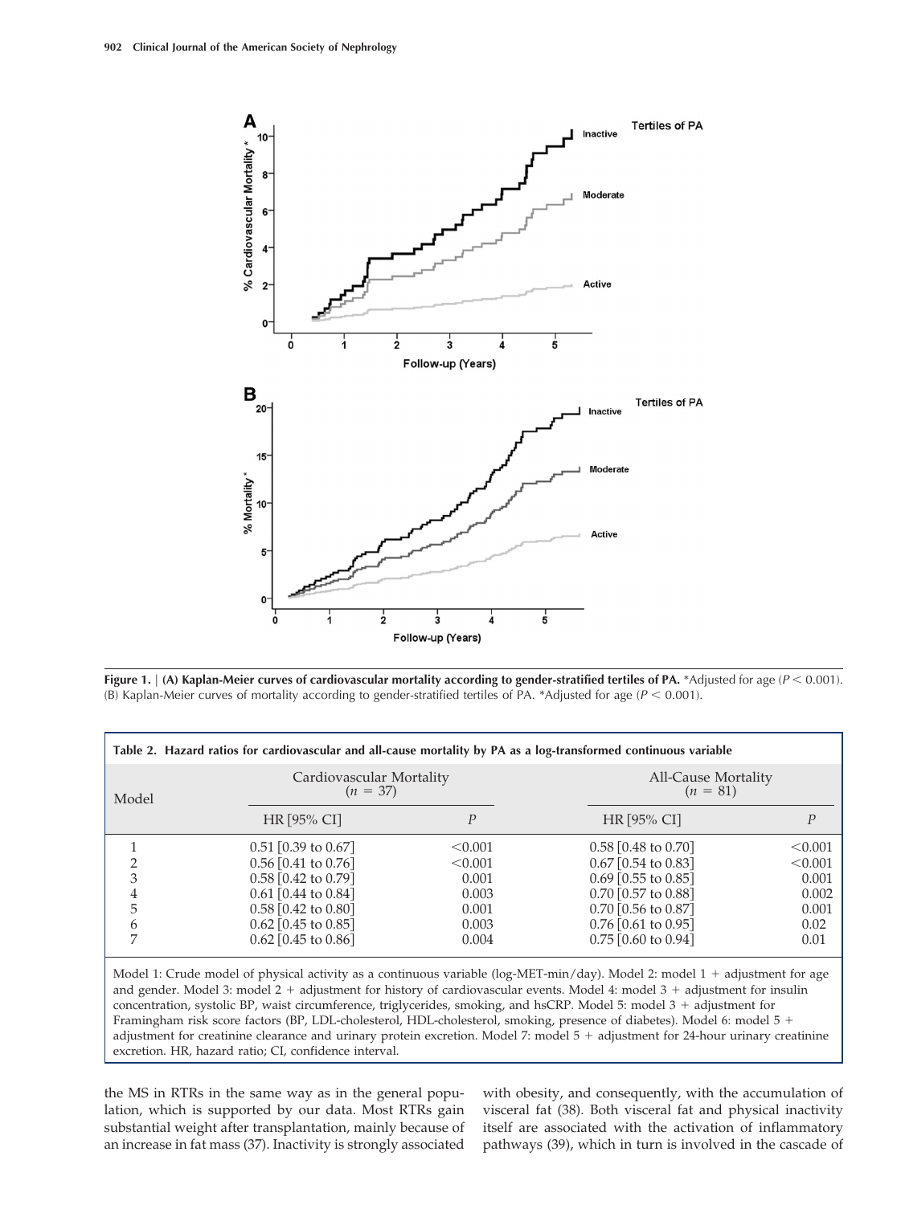**Figure 1.** | **(A) Kaplan-Meier curves of cardiovascular mortality according to gender-stratified tertiles of PA.** *Adjusted for age ($P < 0.001$). (B) Kaplan-Meier curves of mortality according to gender-stratified tertiles of PA. *Adjusted for age ($P < 0.001$).

**Table 2. Hazard ratios for cardiovascular and all-cause mortality by PA as a log-transformed continuous variable**

| Model | Cardiovascular Mortality ($n$ = 37) | | All-Cause Mortality ($n$ = 81) | |
|---|---|---|---|---|
| | HR [95% CI] | $P$ | HR [95% CI] | $P$ |
| 1 | 0.51 [0.39 to 0.67] | <0.001 | 0.58 [0.48 to 0.70] | <0.001 |
| 2 | 0.56 [0.41 to 0.76] | <0.001 | 0.67 [0.54 to 0.83] | <0.001 |
| 3 | 0.58 [0.42 to 0.79] | 0.001 | 0.69 [0.55 to 0.85] | 0.001 |
| 4 | 0.61 [0.44 to 0.84] | 0.003 | 0.70 [0.57 to 0.88] | 0.002 |
| 5 | 0.58 [0.42 to 0.80] | 0.001 | 0.70 [0.56 to 0.87] | 0.001 |
| 6 | 0.62 [0.45 to 0.85] | 0.003 | 0.76 [0.61 to 0.95] | 0.02 |
| 7 | 0.62 [0.45 to 0.86] | 0.004 | 0.75 [0.60 to 0.94] | 0.01 |

Model 1: Crude model of physical activity as a continuous variable (log-MET-min/day). Model 2: model 1 + adjustment for age and gender. Model 3: model 2 + adjustment for history of cardiovascular events. Model 4: model 3 + adjustment for insulin concentration, systolic BP, waist circumference, triglycerides, smoking, and hsCRP. Model 5: model 3 + adjustment for Framingham risk score factors (BP, LDL-cholesterol, HDL-cholesterol, smoking, presence of diabetes). Model 6: model 5 + adjustment for creatinine clearance and urinary protein excretion. Model 7: model 5 + adjustment for 24-hour urinary creatinine excretion. HR, hazard ratio; CI, confidence interval.

the MS in RTRs in the same way as in the general population, which is supported by our data. Most RTRs gain substantial weight after transplantation, mainly because of an increase in fat mass (37). Inactivity is strongly associated with obesity, and consequently, with the accumulation of visceral fat (38). Both visceral fat and physical inactivity itself are associated with the activation of inflammatory pathways (39), which in turn is involved in the cascade of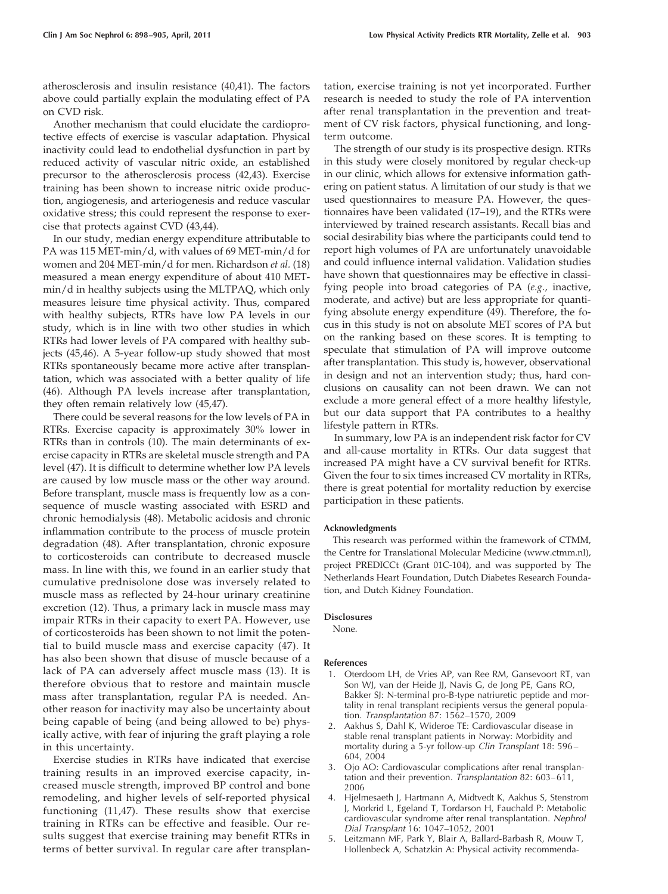atherosclerosis and insulin resistance (40,41). The factors above could partially explain the modulating effect of PA on CVD risk.

Another mechanism that could elucidate the cardioprotective effects of exercise is vascular adaptation. Physical inactivity could lead to endothelial dysfunction in part by reduced activity of vascular nitric oxide, an established precursor to the atherosclerosis process (42,43). Exercise training has been shown to increase nitric oxide production, angiogenesis, and arteriogenesis and reduce vascular oxidative stress; this could represent the response to exercise that protects against CVD (43,44).

In our study, median energy expenditure attributable to PA was 115 MET-min/d, with values of 69 MET-min/d for women and 204 MET-min/d for men. Richardson *et al.* (18) measured a mean energy expenditure of about 410 MET-min/d in healthy subjects using the MLTPAQ, which only measures leisure time physical activity. Thus, compared with healthy subjects, RTRs have low PA levels in our study, which is in line with two other studies in which RTRs had lower levels of PA compared with healthy subjects (45,46). A 5-year follow-up study showed that most RTRs spontaneously became more active after transplantation, which was associated with a better quality of life (46). Although PA levels increase after transplantation, they often remain relatively low (45,47).

There could be several reasons for the low levels of PA in RTRs. Exercise capacity is approximately 30% lower in RTRs than in controls (10). The main determinants of exercise capacity in RTRs are skeletal muscle strength and PA level (47). It is difficult to determine whether low PA levels are caused by low muscle mass or the other way around. Before transplant, muscle mass is frequently low as a consequence of muscle wasting associated with ESRD and chronic hemodialysis (48). Metabolic acidosis and chronic inflammation contribute to the process of muscle protein degradation (48). After transplantation, chronic exposure to corticosteroids can contribute to decreased muscle mass. In line with this, we found in an earlier study that cumulative prednisolone dose was inversely related to muscle mass as reflected by 24-hour urinary creatinine excretion (12). Thus, a primary lack in muscle mass may impair RTRs in their capacity to exert PA. However, use of corticosteroids has been shown to not limit the potential to build muscle mass and exercise capacity (47). It has also been shown that disuse of muscle because of a lack of PA can adversely affect muscle mass (13). It is therefore obvious that to restore and maintain muscle mass after transplantation, regular PA is needed. Another reason for inactivity may also be uncertainty about being capable of being (and being allowed to be) physically active, with fear of injuring the graft playing a role in this uncertainty.

Exercise studies in RTRs have indicated that exercise training results in an improved exercise capacity, increased muscle strength, improved BP control and bone remodeling, and higher levels of self-reported physical functioning (11,47). These results show that exercise training in RTRs can be effective and feasible. Our results suggest that exercise training may benefit RTRs in terms of better survival. In regular care after transplantation, exercise training is not yet incorporated. Further research is needed to study the role of PA intervention after renal transplantation in the prevention and treatment of CV risk factors, physical functioning, and long-term outcome.

The strength of our study is its prospective design. RTRs in this study were closely monitored by regular check-up in our clinic, which allows for extensive information gathering on patient status. A limitation of our study is that we used questionnaires to measure PA. However, the questionnaires have been validated (17–19), and the RTRs were interviewed by trained research assistants. Recall bias and social desirability bias where the participants could tend to report high volumes of PA are unfortunately unavoidable and could influence internal validation. Validation studies have shown that questionnaires may be effective in classifying people into broad categories of PA (*e.g.*, inactive, moderate, and active) but are less appropriate for quantifying absolute energy expenditure (49). Therefore, the focus in this study is not on absolute MET scores of PA but on the ranking based on these scores. It is tempting to speculate that stimulation of PA will improve outcome after transplantation. This study is, however, observational in design and not an intervention study; thus, hard conclusions on causality can not been drawn. We can not exclude a more general effect of a more healthy lifestyle, but our data support that PA contributes to a healthy lifestyle pattern in RTRs.

In summary, low PA is an independent risk factor for CV and all-cause mortality in RTRs. Our data suggest that increased PA might have a CV survival benefit for RTRs. Given the four to six times increased CV mortality in RTRs, there is great potential for mortality reduction by exercise participation in these patients.

#### Acknowledgments

This research was performed within the framework of CTMM, the Centre for Translational Molecular Medicine (www.ctmm.nl), project PREDICCt (Grant 01C-104), and was supported by The Netherlands Heart Foundation, Dutch Diabetes Research Foundation, and Dutch Kidney Foundation.

#### Disclosures

None.

#### References

1. Oterdoom LH, de Vries AP, van Ree RM, Gansevoort RT, van Son WJ, van der Heide JJ, Navis G, de Jong PE, Gans RO, Bakker SJ: N-terminal pro-B-type natriuretic peptide and mortality in renal transplant recipients versus the general population. *Transplantation* 87: 1562–1570, 2009
2. Aakhus S, Dahl K, Wideroe TE: Cardiovascular disease in stable renal transplant patients in Norway: Morbidity and mortality during a 5-yr follow-up *Clin Transplant* 18: 596–604, 2004
3. Ojo AO: Cardiovascular complications after renal transplantation and their prevention. *Transplantation* 82: 603–611, 2006
4. Hjelmesaeth J, Hartmann A, Midtvedt K, Aakhus S, Stenstrom J, Morkrid L, Egeland T, Tordarson H, Fauchald P: Metabolic cardiovascular syndrome after renal transplantation. *Nephrol Dial Transplant* 16: 1047–1052, 2001
5. Leitzmann MF, Park Y, Blair A, Ballard-Barbash R, Mouw T, Hollenbeck A, Schatzkin A: Physical activity recommenda-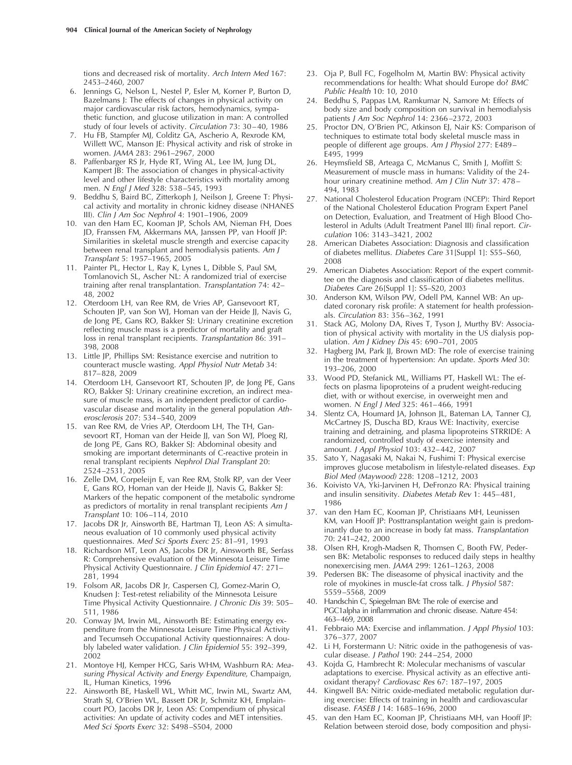tions and decreased risk of mortality. *Arch Intern Med* 167: 2453–2460, 2007

6. Jennings G, Nelson L, Nestel P, Esler M, Korner P, Burton D, Bazelmans J: The effects of changes in physical activity on major cardiovascular risk factors, hemodynamics, sympathetic function, and glucose utilization in man: A controlled study of four levels of activity. *Circulation* 73: 30–40, 1986
7. Hu FB, Stampfer MJ, Colditz GA, Ascherio A, Rexrode KM, Willett WC, Manson JE: Physical activity and risk of stroke in women. *JAMA* 283: 2961–2967, 2000
8. Paffenbarger RS Jr, Hyde RT, Wing AL, Lee IM, Jung DL, Kampert JB: The association of changes in physical-activity level and other lifestyle characteristics with mortality among men. *N Engl J Med* 328: 538–545, 1993
9. Beddhu S, Baird BC, Zitterkoph J, Neilson J, Greene T: Physical activity and mortality in chronic kidney disease (NHANES III). *Clin J Am Soc Nephrol* 4: 1901–1906, 2009
10. van den Ham EC, Kooman JP, Schols AM, Nieman FH, Does JD, Franssen FM, Akkermans MA, Janssen PP, van Hooff JP: Similarities in skeletal muscle strength and exercise capacity between renal transplant and hemodialysis patients. *Am J Transplant* 5: 1957–1965, 2005
11. Painter PL, Hector L, Ray K, Lynes L, Dibble S, Paul SM, Tomlanovich SL, Ascher NL: A randomized trial of exercise training after renal transplantation. *Transplantation* 74: 42–48, 2002
12. Oterdoom LH, van Ree RM, de Vries AP, Gansevoort RT, Schouten JP, van Son WJ, Homan van der Heide JJ, Navis G, de Jong PE, Gans RO, Bakker SJ: Urinary creatinine excretion reflecting muscle mass is a predictor of mortality and graft loss in renal transplant recipients. *Transplantation* 86: 391–398, 2008
13. Little JP, Phillips SM: Resistance exercise and nutrition to counteract muscle wasting. *Appl Physiol Nutr Metab* 34: 817–828, 2009
14. Oterdoom LH, Gansevoort RT, Schouten JP, de Jong PE, Gans RO, Bakker SJ: Urinary creatinine excretion, an indirect measure of muscle mass, is an independent predictor of cardiovascular disease and mortality in the general population *Atherosclerosis* 207: 534–540, 2009
15. van Ree RM, de Vries AP, Oterdoom LH, The TH, Gansevoort RT, Homan van der Heide JJ, van Son WJ, Ploeg RJ, de Jong PE, Gans RO, Bakker SJ: Abdominal obesity and smoking are important determinants of C-reactive protein in renal transplant recipients *Nephrol Dial Transplant* 20: 2524–2531, 2005
16. Zelle DM, Corpeleijn E, van Ree RM, Stolk RP, van der Veer E, Gans RO, Homan van der Heide JJ, Navis G, Bakker SJ: Markers of the hepatic component of the metabolic syndrome as predictors of mortality in renal transplant recipients *Am J Transplant* 10: 106–114, 2010
17. Jacobs DR Jr, Ainsworth BE, Hartman TJ, Leon AS: A simultaneous evaluation of 10 commonly used physical activity questionnaires. *Med Sci Sports Exerc* 25: 81–91, 1993
18. Richardson MT, Leon AS, Jacobs DR Jr, Ainsworth BE, Serfass R: Comprehensive evaluation of the Minnesota Leisure Time Physical Activity Questionnaire. *J Clin Epidemiol* 47: 271–281, 1994
19. Folsom AR, Jacobs DR Jr, Caspersen CJ, Gomez-Marin O, Knudsen J: Test-retest reliability of the Minnesota Leisure Time Physical Activity Questionnaire. *J Chronic Dis* 39: 505–511, 1986
20. Conway JM, Irwin ML, Ainsworth BE: Estimating energy expenditure from the Minnesota Leisure Time Physical Activity and Tecumseh Occupational Activity questionnaires: A doubly labeled water validation. *J Clin Epidemiol* 55: 392–399, 2002
21. Montoye HJ, Kemper HCG, Saris WHM, Washburn RA: *Measuring Physical Activity and Energy Expenditure*, Champaign, IL, Human Kinetics, 1996
22. Ainsworth BE, Haskell WL, Whitt MC, Irwin ML, Swartz AM, Strath SJ, O'Brien WL, Bassett DR Jr, Schmitz KH, Emplaincourt PO, Jacobs DR Jr, Leon AS: Compendium of physical activities: An update of activity codes and MET intensities. *Med Sci Sports Exerc* 32: S498–S504, 2000
23. Oja P, Bull FC, Fogelholm M, Martin BW: Physical activity recommendations for health: What should Europe do? *BMC Public Health* 10: 10, 2010
24. Beddhu S, Pappas LM, Ramkumar N, Samore M: Effects of body size and body composition on survival in hemodialysis patients *J Am Soc Nephrol* 14: 2366–2372, 2003
25. Proctor DN, O'Brien PC, Atkinson EJ, Nair KS: Comparison of techniques to estimate total body skeletal muscle mass in people of different age groups. *Am J Physiol* 277: E489–E495, 1999
26. Heymsfield SB, Arteaga C, McManus C, Smith J, Moffitt S: Measurement of muscle mass in humans: Validity of the 24-hour urinary creatinine method. *Am J Clin Nutr* 37: 478–494, 1983
27. National Cholesterol Education Program (NCEP): Third Report of the National Cholesterol Education Program Expert Panel on Detection, Evaluation, and Treatment of High Blood Cholesterol in Adults (Adult Treatment Panel III) final report. *Circulation* 106: 3143–3421, 2002
28. American Diabetes Association: Diagnosis and classification of diabetes mellitus. *Diabetes Care* 31[Suppl 1]: S55–S60, 2008
29. American Diabetes Association: Report of the expert committee on the diagnosis and classification of diabetes mellitus. *Diabetes Care* 26[Suppl 1]: S5–S20, 2003
30. Anderson KM, Wilson PW, Odell PM, Kannel WB: An updated coronary risk profile: A statement for health professionals. *Circulation* 83: 356–362, 1991
31. Stack AG, Molony DA, Rives T, Tyson J, Murthy BV: Association of physical activity with mortality in the US dialysis population. *Am J Kidney Dis* 45: 690–701, 2005
32. Hagberg JM, Park JJ, Brown MD: The role of exercise training in the treatment of hypertension: An update. *Sports Med* 30: 193–206, 2000
33. Wood PD, Stefanick ML, Williams PT, Haskell WL: The effects on plasma lipoproteins of a prudent weight-reducing diet, with or without exercise, in overweight men and women. *N Engl J Med* 325: 461–466, 1991
34. Slentz CA, Houmard JA, Johnson JL, Bateman LA, Tanner CJ, McCartney JS, Duscha BD, Kraus WE: Inactivity, exercise training and detraining, and plasma lipoproteins STRRIDE: A randomized, controlled study of exercise intensity and amount. *J Appl Physiol* 103: 432–442, 2007
35. Sato Y, Nagasaki M, Nakai N, Fushimi T: Physical exercise improves glucose metabolism in lifestyle-related diseases. *Exp Biol Med (Maywood)* 228: 1208–1212, 2003
36. Koivisto VA, Yki-Jarvinen H, DeFronzo RA: Physical training and insulin sensitivity. *Diabetes Metab Rev* 1: 445–481, 1986
37. van den Ham EC, Kooman JP, Christiaans MH, Leunissen KM, van Hooff JP: Posttransplantation weight gain is predominantly due to an increase in body fat mass. *Transplantation* 70: 241–242, 2000
38. Olsen RH, Krogh-Madsen R, Thomsen C, Booth FW, Pedersen BK: Metabolic responses to reduced daily steps in healthy nonexercising men. *JAMA* 299: 1261–1263, 2008
39. Pedersen BK: The diseasome of physical inactivity and the role of myokines in muscle-fat cross talk. *J Physiol* 587: 5559–5568, 2009
40. Handschin C, Spiegelman BM: The role of exercise and PGC1alpha in inflammation and chronic disease. *Nature* 454: 463–469, 2008
41. Febbraio MA: Exercise and inflammation. *J Appl Physiol* 103: 376–377, 2007
42. Li H, Forstermann U: Nitric oxide in the pathogenesis of vascular disease. *J Pathol* 190: 244–254, 2000
43. Kojda G, Hambrecht R: Molecular mechanisms of vascular adaptations to exercise. Physical activity as an effective antioxidant therapy? *Cardiovasc Res* 67: 187–197, 2005
44. Kingwell BA: Nitric oxide-mediated metabolic regulation during exercise: Effects of training in health and cardiovascular disease. *FASEB J* 14: 1685–1696, 2000
45. van den Ham EC, Kooman JP, Christiaans MH, van Hooff JP: Relation between steroid dose, body composition and physi-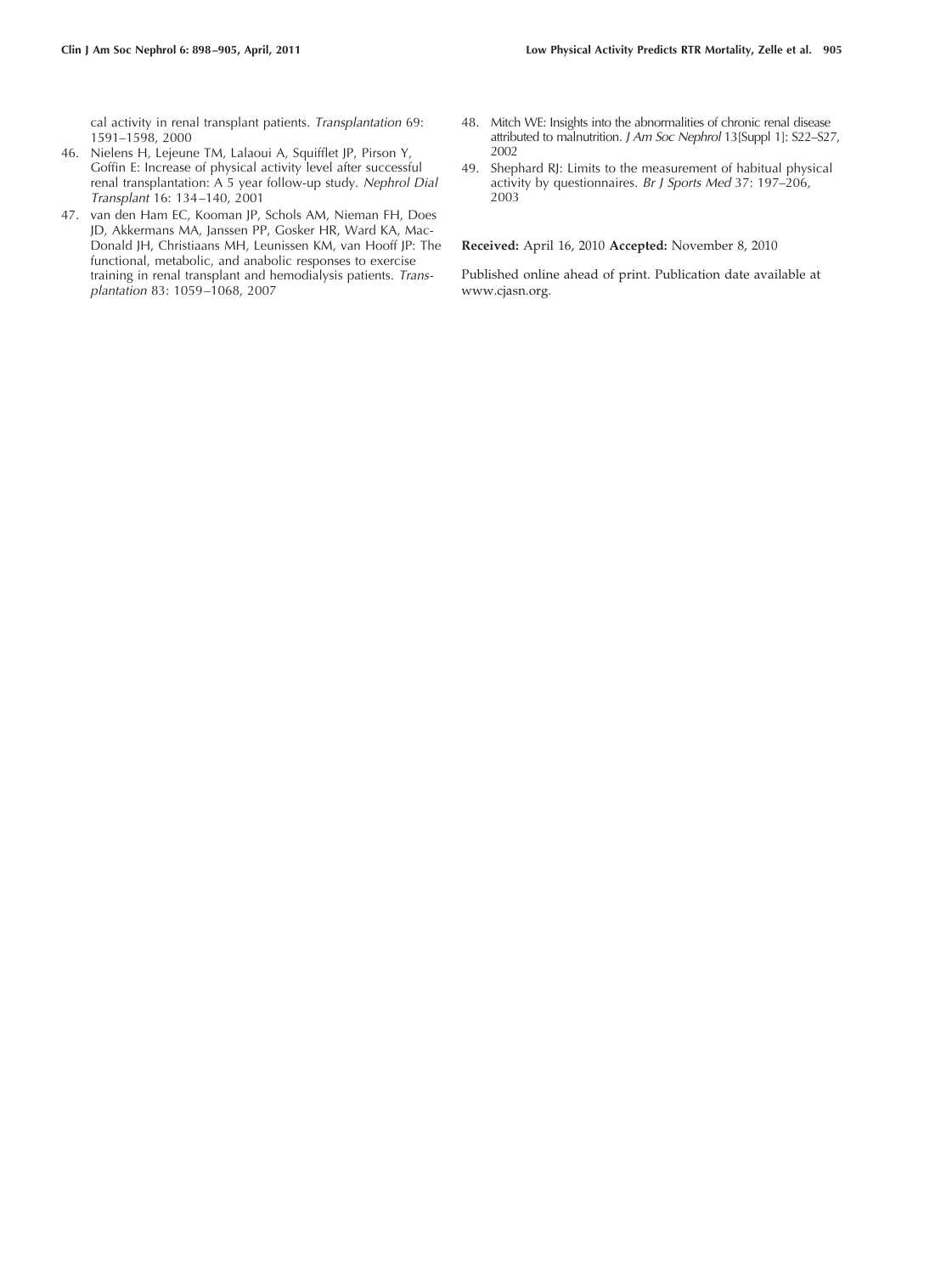cal activity in renal transplant patients. *Transplantation* 69: 1591–1598, 2000

46. Nielens H, Lejeune TM, Lalaoui A, Squifflet JP, Pirson Y, Goffin E: Increase of physical activity level after successful renal transplantation: A 5 year follow-up study. *Nephrol Dial Transplant* 16: 134–140, 2001
47. van den Ham EC, Kooman JP, Schols AM, Nieman FH, Does JD, Akkermans MA, Janssen PP, Gosker HR, Ward KA, MacDonald JH, Christiaans MH, Leunissen KM, van Hooff JP: The functional, metabolic, and anabolic responses to exercise training in renal transplant and hemodialysis patients. *Transplantation* 83: 1059–1068, 2007
48. Mitch WE: Insights into the abnormalities of chronic renal disease attributed to malnutrition. *J Am Soc Nephrol* 13[Suppl 1]: S22–S27, 2002
49. Shephard RJ: Limits to the measurement of habitual physical activity by questionnaires. *Br J Sports Med* 37: 197–206, 2003

**Received:** April 16, 2010 **Accepted:** November 8, 2010

Published online ahead of print. Publication date available at www.cjasn.org.